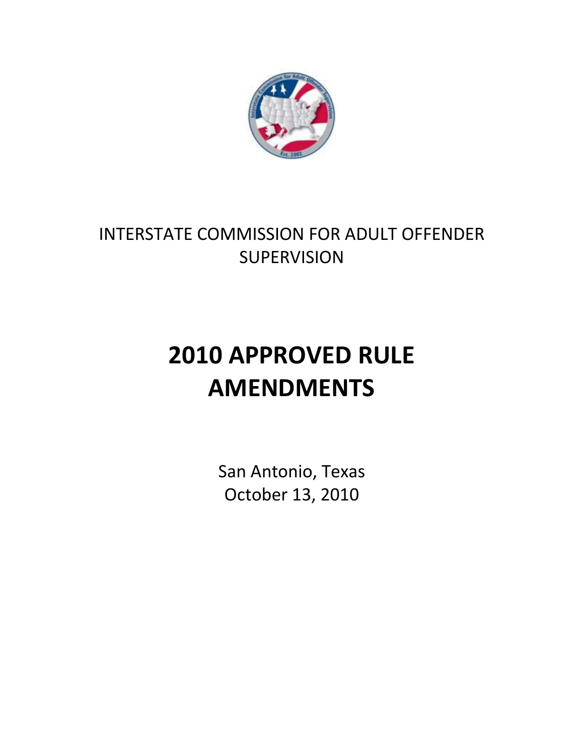INTERSTATE COMMISSION FOR ADULT OFFENDER SUPERVISION

# 2010 APPROVED RULE AMENDMENTS

San Antonio, Texas
October 13, 2010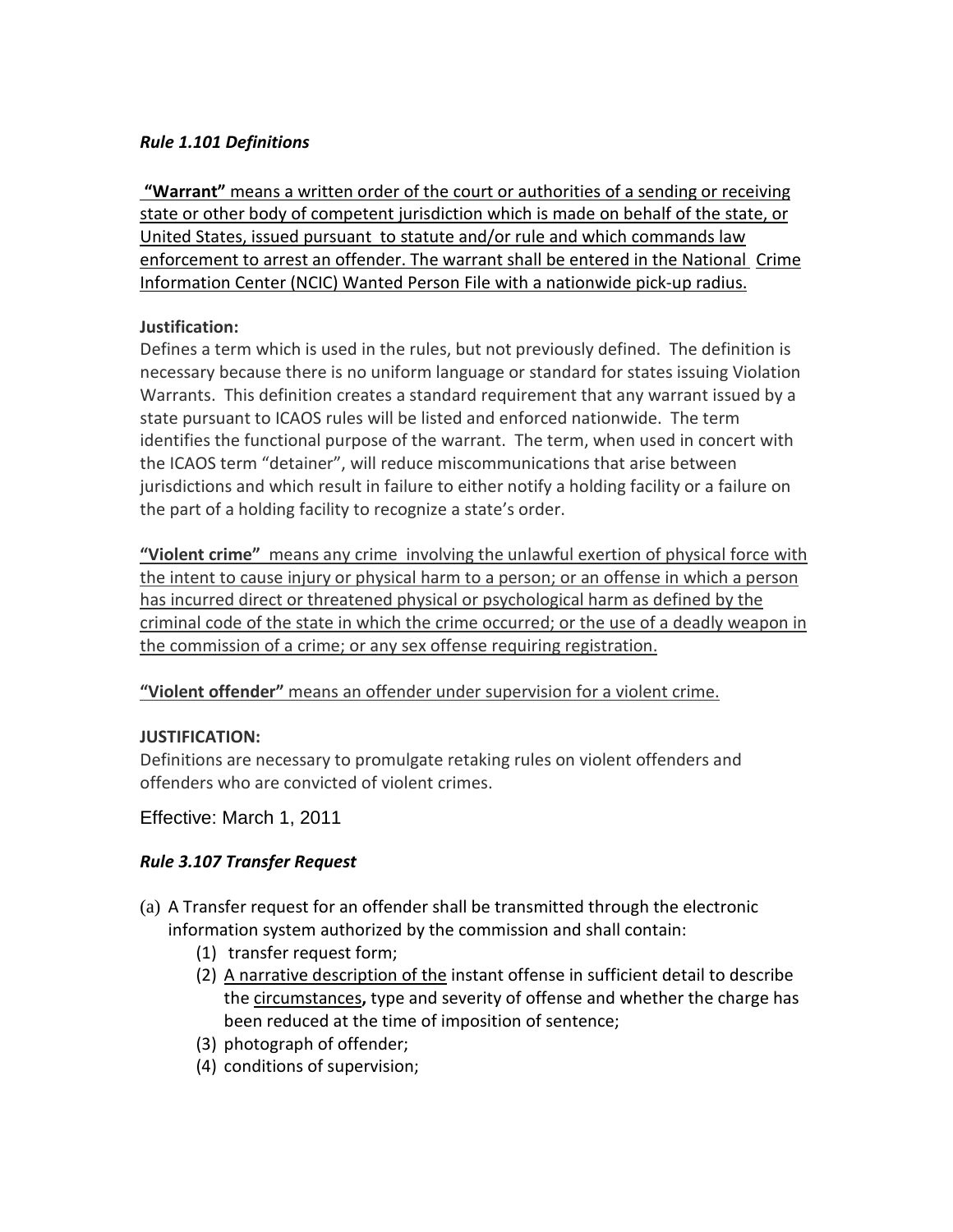***Rule 1.101 Definitions***

<u>**"Warrant"** means a written order of the court or authorities of a sending or receiving state or other body of competent jurisdiction which is made on behalf of the state, or United States, issued pursuant to statute and/or rule and which commands law enforcement to arrest an offender. The warrant shall be entered in the National Crime Information Center (NCIC) Wanted Person File with a nationwide pick-up radius.</u>

**Justification:**
Defines a term which is used in the rules, but not previously defined. The definition is necessary because there is no uniform language or standard for states issuing Violation Warrants. This definition creates a standard requirement that any warrant issued by a state pursuant to ICAOS rules will be listed and enforced nationwide. The term identifies the functional purpose of the warrant. The term, when used in concert with the ICAOS term "detainer", will reduce miscommunications that arise between jurisdictions and which result in failure to either notify a holding facility or a failure on the part of a holding facility to recognize a state's order.

<u>**"Violent crime"** means any crime involving the unlawful exertion of physical force with the intent to cause injury or physical harm to a person; or an offense in which a person has incurred direct or threatened physical or psychological harm as defined by the criminal code of the state in which the crime occurred; or the use of a deadly weapon in the commission of a crime; or any sex offense requiring registration.</u>

<u>**"Violent offender"** means an offender under supervision for a violent crime.</u>

**JUSTIFICATION:**
Definitions are necessary to promulgate retaking rules on violent offenders and offenders who are convicted of violent crimes.

Effective: March 1, 2011

***Rule 3.107 Transfer Request***

(a) A Transfer request for an offender shall be transmitted through the electronic information system authorized by the commission and shall contain:
    (1) transfer request form;
    (2) <u>A narrative description of the</u> instant offense in sufficient detail to describe the <u>circumstances</u>**,** type and severity of offense and whether the charge has been reduced at the time of imposition of sentence;
    (3) photograph of offender;
    (4) conditions of supervision;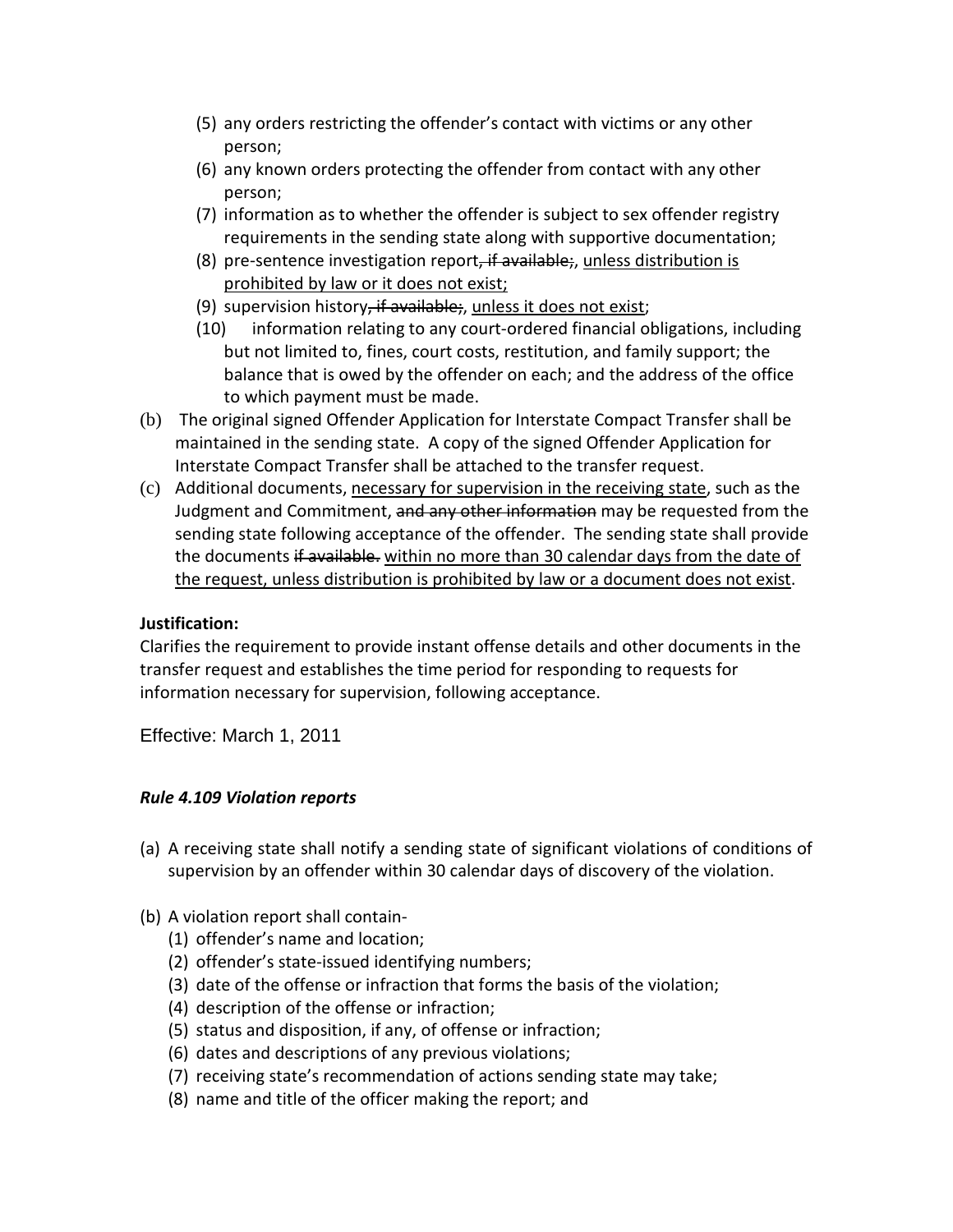(5) any orders restricting the offender's contact with victims or any other person;
(6) any known orders protecting the offender from contact with any other person;
(7) information as to whether the offender is subject to sex offender registry requirements in the sending state along with supportive documentation;
(8) pre-sentence investigation report~~, if available;~~, <u>unless distribution is prohibited by law or it does not exist;</u>
(9) supervision history~~, if available;~~, <u>unless it does not exist</u>;
(10) information relating to any court-ordered financial obligations, including but not limited to, fines, court costs, restitution, and family support; the balance that is owed by the offender on each; and the address of the office to which payment must be made.

(b) The original signed Offender Application for Interstate Compact Transfer shall be maintained in the sending state. A copy of the signed Offender Application for Interstate Compact Transfer shall be attached to the transfer request.

(c) Additional documents, <u>necessary for supervision in the receiving state</u>, such as the Judgment and Commitment, ~~and any other information~~ may be requested from the sending state following acceptance of the offender. The sending state shall provide the documents ~~if available.~~ <u>within no more than 30 calendar days from the date of the request, unless distribution is prohibited by law or a document does not exist</u>.

**Justification:**
Clarifies the requirement to provide instant offense details and other documents in the transfer request and establishes the time period for responding to requests for information necessary for supervision, following acceptance.

Effective: March 1, 2011

***Rule 4.109 Violation reports***

(a) A receiving state shall notify a sending state of significant violations of conditions of supervision by an offender within 30 calendar days of discovery of the violation.

(b) A violation report shall contain-
(1) offender's name and location;
(2) offender's state-issued identifying numbers;
(3) date of the offense or infraction that forms the basis of the violation;
(4) description of the offense or infraction;
(5) status and disposition, if any, of offense or infraction;
(6) dates and descriptions of any previous violations;
(7) receiving state's recommendation of actions sending state may take;
(8) name and title of the officer making the report; and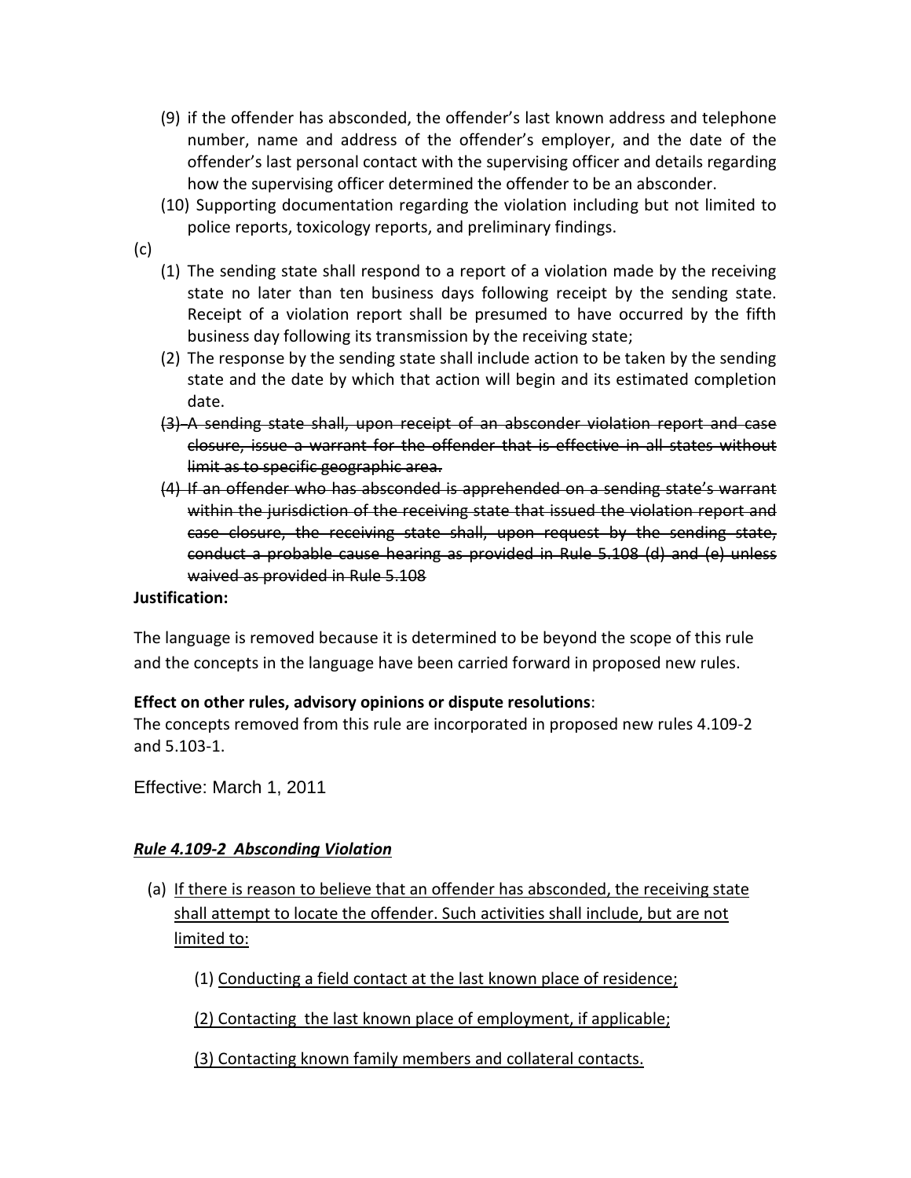(9) if the offender has absconded, the offender's last known address and telephone number, name and address of the offender's employer, and the date of the offender's last personal contact with the supervising officer and details regarding how the supervising officer determined the offender to be an absconder.

(10) Supporting documentation regarding the violation including but not limited to police reports, toxicology reports, and preliminary findings.

(c)

(1) The sending state shall respond to a report of a violation made by the receiving state no later than ten business days following receipt by the sending state. Receipt of a violation report shall be presumed to have occurred by the fifth business day following its transmission by the receiving state;

(2) The response by the sending state shall include action to be taken by the sending state and the date by which that action will begin and its estimated completion date.

~~(3) A sending state shall, upon receipt of an absconder violation report and case closure, issue a warrant for the offender that is effective in all states without limit as to specific geographic area.~~

~~(4) If an offender who has absconded is apprehended on a sending state's warrant within the jurisdiction of the receiving state that issued the violation report and case closure, the receiving state shall, upon request by the sending state, conduct a probable cause hearing as provided in Rule 5.108 (d) and (e) unless waived as provided in Rule 5.108~~

**Justification:**

The language is removed because it is determined to be beyond the scope of this rule and the concepts in the language have been carried forward in proposed new rules.

**Effect on other rules, advisory opinions or dispute resolutions**:
The concepts removed from this rule are incorporated in proposed new rules 4.109-2 and 5.103-1.

Effective: March 1, 2011

***<u>Rule 4.109-2 Absconding Violation</u>***

(a) <u>If there is reason to believe that an offender has absconded, the receiving state shall attempt to locate the offender. Such activities shall include, but are not limited to:</u>

(1) <u>Conducting a field contact at the last known place of residence;</u>

(2) <u>Contacting the last known place of employment, if applicable;</u>

(3) <u>Contacting known family members and collateral contacts.</u>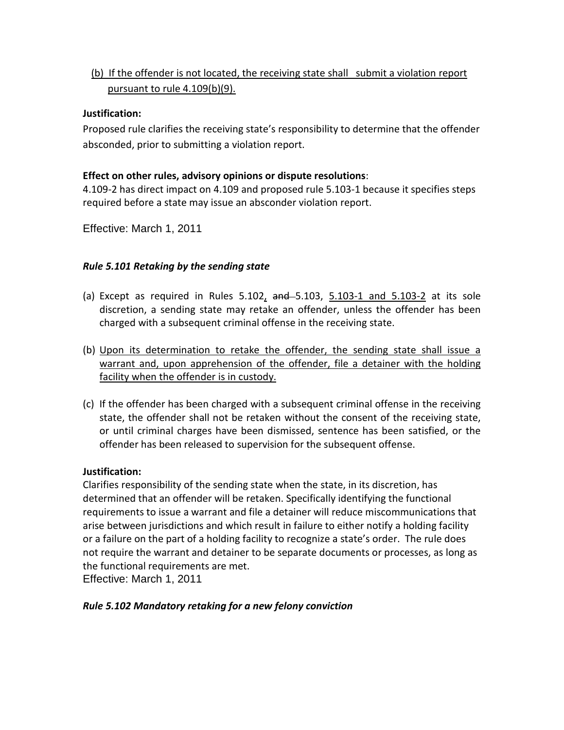(b) If the offender is not located, the receiving state shall submit a violation report pursuant to rule 4.109(b)(9).

**Justification:**

Proposed rule clarifies the receiving state's responsibility to determine that the offender absconded, prior to submitting a violation report.

**Effect on other rules, advisory opinions or dispute resolutions**:

4.109-2 has direct impact on 4.109 and proposed rule 5.103-1 because it specifies steps required before a state may issue an absconder violation report.

Effective: March 1, 2011

### *Rule 5.101 Retaking by the sending state*

(a) Except as required in Rules 5.102, ~~and~~ 5.103, 5.103-1 and 5.103-2 at its sole discretion, a sending state may retake an offender, unless the offender has been charged with a subsequent criminal offense in the receiving state.

(b) Upon its determination to retake the offender, the sending state shall issue a warrant and, upon apprehension of the offender, file a detainer with the holding facility when the offender is in custody.

(c) If the offender has been charged with a subsequent criminal offense in the receiving state, the offender shall not be retaken without the consent of the receiving state, or until criminal charges have been dismissed, sentence has been satisfied, or the offender has been released to supervision for the subsequent offense.

**Justification:**

Clarifies responsibility of the sending state when the state, in its discretion, has determined that an offender will be retaken. Specifically identifying the functional requirements to issue a warrant and file a detainer will reduce miscommunications that arise between jurisdictions and which result in failure to either notify a holding facility or a failure on the part of a holding facility to recognize a state's order. The rule does not require the warrant and detainer to be separate documents or processes, as long as the functional requirements are met.

Effective: March 1, 2011

### *Rule 5.102 Mandatory retaking for a new felony conviction*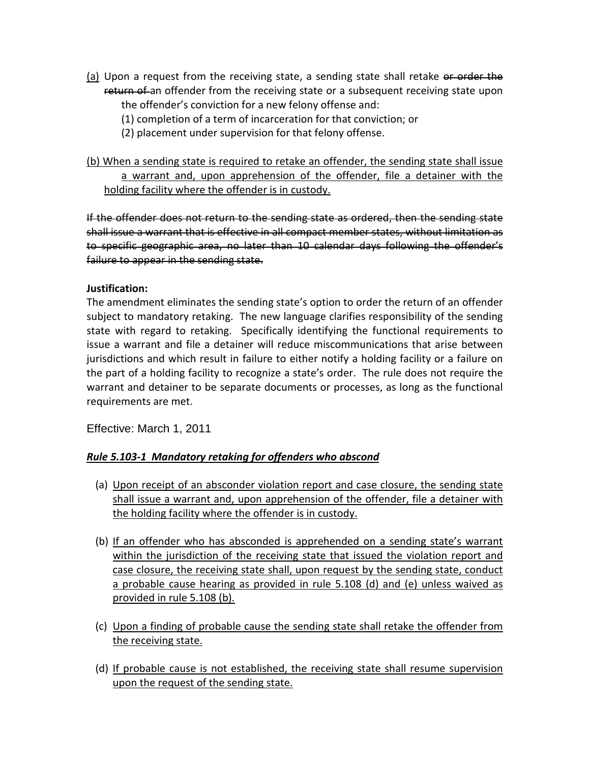(a) Upon a request from the receiving state, a sending state shall retake ~~or order the return of~~ an offender from the receiving state or a subsequent receiving state upon the offender's conviction for a new felony offense and:

(1) completion of a term of incarceration for that conviction; or

(2) placement under supervision for that felony offense.

(b) When a sending state is required to retake an offender, the sending state shall issue a warrant and, upon apprehension of the offender, file a detainer with the holding facility where the offender is in custody.

~~If the offender does not return to the sending state as ordered, then the sending state shall issue a warrant that is effective in all compact member states, without limitation as to specific geographic area, no later than 10 calendar days following the offender's failure to appear in the sending state.~~

**Justification:**

The amendment eliminates the sending state's option to order the return of an offender subject to mandatory retaking. The new language clarifies responsibility of the sending state with regard to retaking. Specifically identifying the functional requirements to issue a warrant and file a detainer will reduce miscommunications that arise between jurisdictions and which result in failure to either notify a holding facility or a failure on the part of a holding facility to recognize a state's order. The rule does not require the warrant and detainer to be separate documents or processes, as long as the functional requirements are met.

Effective: March 1, 2011

***Rule 5.103-1 Mandatory retaking for offenders who abscond***

(a) Upon receipt of an absconder violation report and case closure, the sending state shall issue a warrant and, upon apprehension of the offender, file a detainer with the holding facility where the offender is in custody.

(b) If an offender who has absconded is apprehended on a sending state's warrant within the jurisdiction of the receiving state that issued the violation report and case closure, the receiving state shall, upon request by the sending state, conduct a probable cause hearing as provided in rule 5.108 (d) and (e) unless waived as provided in rule 5.108 (b).

(c) Upon a finding of probable cause the sending state shall retake the offender from the receiving state.

(d) If probable cause is not established, the receiving state shall resume supervision upon the request of the sending state.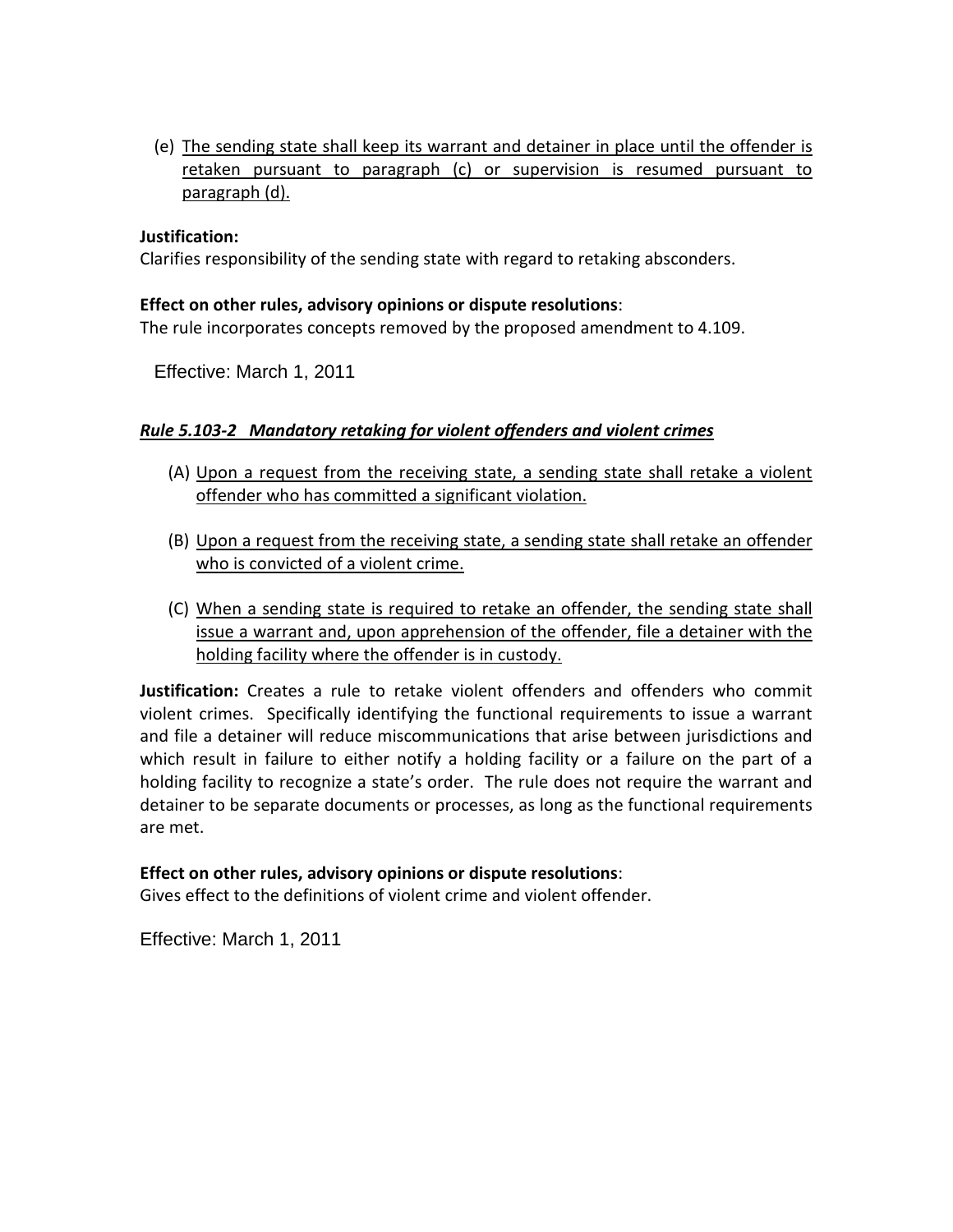(e) The sending state shall keep its warrant and detainer in place until the offender is retaken pursuant to paragraph (c) or supervision is resumed pursuant to paragraph (d).

**Justification:**
Clarifies responsibility of the sending state with regard to retaking absconders.

**Effect on other rules, advisory opinions or dispute resolutions**:
The rule incorporates concepts removed by the proposed amendment to 4.109.

Effective: March 1, 2011

***Rule 5.103-2 Mandatory retaking for violent offenders and violent crimes***

(A) Upon a request from the receiving state, a sending state shall retake a violent offender who has committed a significant violation.

(B) Upon a request from the receiving state, a sending state shall retake an offender who is convicted of a violent crime.

(C) When a sending state is required to retake an offender, the sending state shall issue a warrant and, upon apprehension of the offender, file a detainer with the holding facility where the offender is in custody.

**Justification:** Creates a rule to retake violent offenders and offenders who commit violent crimes. Specifically identifying the functional requirements to issue a warrant and file a detainer will reduce miscommunications that arise between jurisdictions and which result in failure to either notify a holding facility or a failure on the part of a holding facility to recognize a state's order. The rule does not require the warrant and detainer to be separate documents or processes, as long as the functional requirements are met.

**Effect on other rules, advisory opinions or dispute resolutions**:
Gives effect to the definitions of violent crime and violent offender.

Effective: March 1, 2011